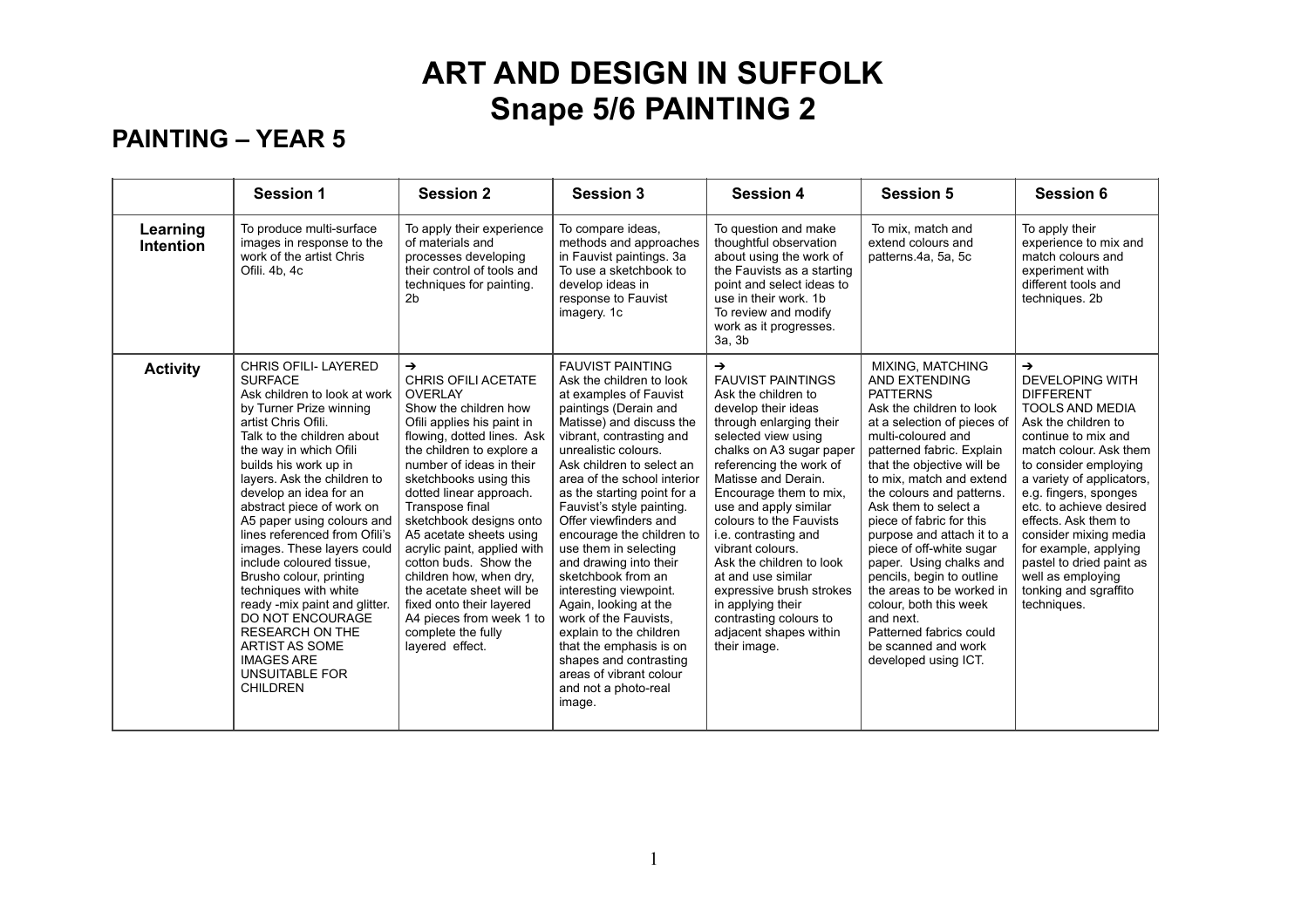# ART AND DESIGN IN SUFFOLK
# Snape 5/6 PAINTING 2

## PAINTING – YEAR 5

| | Session 1 | Session 2 | Session 3 | Session 4 | Session 5 | Session 6 |
|---|---|---|---|---|---|---|
| **Learning Intention** | To produce multi-surface images in response to the work of the artist Chris Ofili. 4b, 4c | To apply their experience of materials and processes developing their control of tools and techniques for painting. 2b | To compare ideas, methods and approaches in Fauvist paintings. 3a To use a sketchbook to develop ideas in response to Fauvist imagery. 1c | To question and make thoughtful observation about using the work of the Fauvists as a starting point and select ideas to use in their work. 1b To review and modify work as it progresses. 3a, 3b | To mix, match and extend colours and patterns.4a, 5a, 5c | To apply their experience to mix and match colours and experiment with different tools and techniques. 2b |
| **Activity** | CHRIS OFILI- LAYERED SURFACE Ask children to look at work by Turner Prize winning artist Chris Ofili. Talk to the children about the way in which Ofili builds his work up in layers. Ask the children to develop an idea for an abstract piece of work on A5 paper using colours and lines referenced from Ofili's images. These layers could include coloured tissue, Brusho colour, printing techniques with white ready -mix paint and glitter. DO NOT ENCOURAGE RESEARCH ON THE ARTIST AS SOME IMAGES ARE UNSUITABLE FOR CHILDREN | → CHRIS OFILI ACETATE OVERLAY Show the children how Ofili applies his paint in flowing, dotted lines. Ask the children to explore a number of ideas in their sketchbooks using this dotted linear approach. Transpose final sketchbook designs onto A5 acetate sheets using acrylic paint, applied with cotton buds. Show the children how, when dry, the acetate sheet will be fixed onto their layered A4 pieces from week 1 to complete the fully layered effect. | FAUVIST PAINTING Ask the children to look at examples of Fauvist paintings (Derain and Matisse) and discuss the vibrant, contrasting and unrealistic colours. Ask children to select an area of the school interior as the starting point for a Fauvist's style painting. Offer viewfinders and encourage the children to use them in selecting and drawing into their sketchbook from an interesting viewpoint. Again, looking at the work of the Fauvists, explain to the children that the emphasis is on shapes and contrasting areas of vibrant colour and not a photo-real image. | → FAUVIST PAINTINGS Ask the children to develop their ideas through enlarging their selected view using chalks on A3 sugar paper referencing the work of Matisse and Derain. Encourage them to mix, use and apply similar colours to the Fauvists i.e. contrasting and vibrant colours. Ask the children to look at and use similar expressive brush strokes in applying their contrasting colours to adjacent shapes within their image. | MIXING, MATCHING AND EXTENDING PATTERNS Ask the children to look at a selection of pieces of multi-coloured and patterned fabric. Explain that the objective will be to mix, match and extend the colours and patterns. Ask them to select a piece of fabric for this purpose and attach it to a piece of off-white sugar paper. Using chalks and pencils, begin to outline the areas to be worked in colour, both this week and next. Patterned fabrics could be scanned and work developed using ICT. | → DEVELOPING WITH DIFFERENT TOOLS AND MEDIA Ask the children to continue to mix and match colour. Ask them to consider employing a variety of applicators, e.g. fingers, sponges etc. to achieve desired effects. Ask them to consider mixing media for example, applying pastel to dried paint as well as employing tonking and sgraffito techniques. |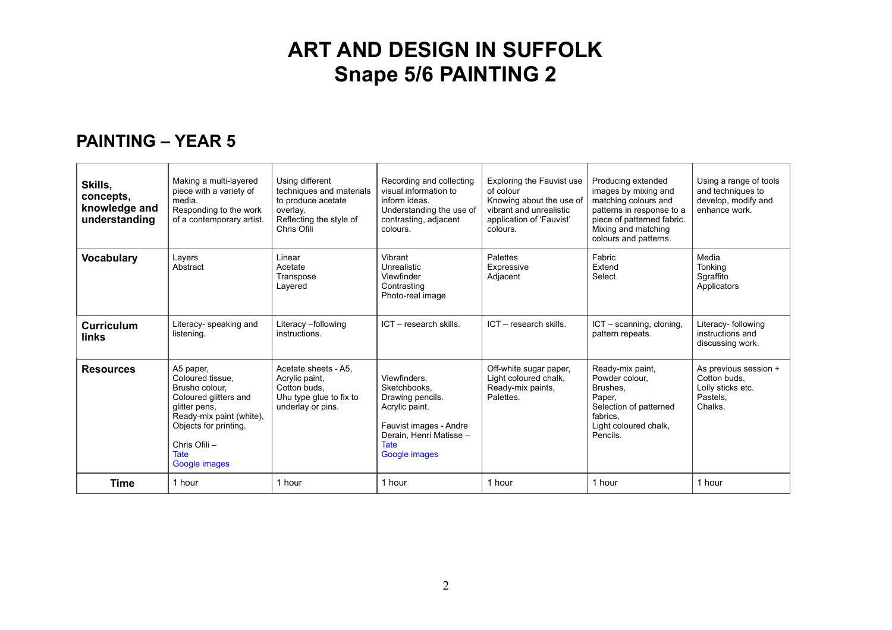# ART AND DESIGN IN SUFFOLK
# Snape 5/6 PAINTING 2

## PAINTING – YEAR 5

| **Skills, concepts, knowledge and understanding** | Making a multi-layered piece with a variety of media. Responding to the work of a contemporary artist. | Using different techniques and materials to produce acetate overlay. Reflecting the style of Chris Ofili | Recording and collecting visual information to inform ideas. Understanding the use of contrasting, adjacent colours. | Exploring the Fauvist use of colour Knowing about the use of vibrant and unrealistic application of 'Fauvist' colours. | Producing extended images by mixing and matching colours and patterns in response to a piece of patterned fabric. Mixing and matching colours and patterns. | Using a range of tools and techniques to develop, modify and enhance work. |
|---|---|---|---|---|---|---|
| **Vocabulary** | Layers<br>Abstract | Linear<br>Acetate<br>Transpose<br>Layered | Vibrant<br>Unrealistic<br>Viewfinder<br>Contrasting<br>Photo-real image | Palettes<br>Expressive<br>Adjacent | Fabric<br>Extend<br>Select | Media<br>Tonking<br>Sgraffito<br>Applicators |
| **Curriculum links** | Literacy- speaking and listening. | Literacy –following instructions. | ICT – research skills. | ICT – research skills. | ICT – scanning, cloning, pattern repeats. | Literacy- following instructions and discussing work. |
| **Resources** | A5 paper,<br>Coloured tissue,<br>Brusho colour,<br>Coloured glitters and glitter pens,<br>Ready-mix paint (white),<br>Objects for printing.<br><br>Chris Ofili –<br>Tate<br>Google images | Acetate sheets - A5,<br>Acrylic paint,<br>Cotton buds,<br>Uhu type glue to fix to underlay or pins. | Viewfinders,<br>Sketchbooks,<br>Drawing pencils.<br>Acrylic paint.<br><br>Fauvist images - Andre Derain, Henri Matisse –<br>Tate<br>Google images | Off-white sugar paper,<br>Light coloured chalk,<br>Ready-mix paints,<br>Palettes. | Ready-mix paint,<br>Powder colour,<br>Brushes,<br>Paper,<br>Selection of patterned fabrics,<br>Light coloured chalk,<br>Pencils. | As previous session +<br>Cotton buds,<br>Lolly sticks etc.<br>Pastels,<br>Chalks. |
| **Time** | 1 hour | 1 hour | 1 hour | 1 hour | 1 hour | 1 hour |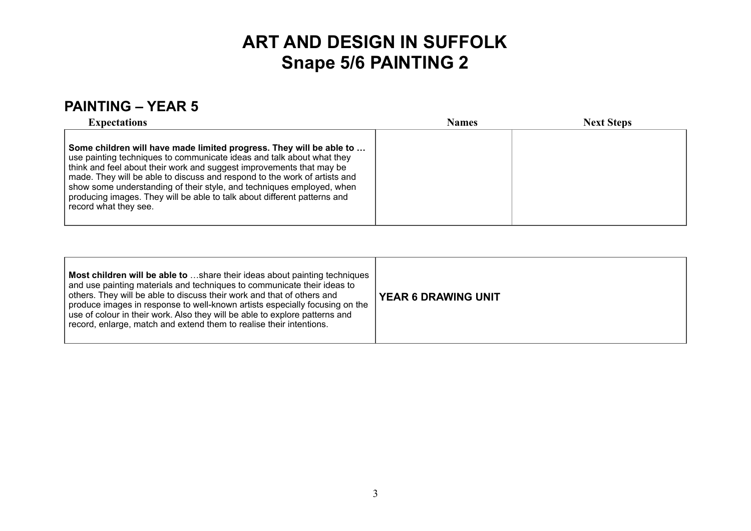# ART AND DESIGN IN SUFFOLK
# Snape 5/6 PAINTING 2

## PAINTING – YEAR 5

| Expectations | Names | Next Steps |
|---|---|---|
| **Some children will have made limited progress. They will be able to …** use painting techniques to communicate ideas and talk about what they think and feel about their work and suggest improvements that may be made. They will be able to discuss and respond to the work of artists and show some understanding of their style, and techniques employed, when producing images. They will be able to talk about different patterns and record what they see. | | |

| | |
|---|---|
| **Most children will be able to** …share their ideas about painting techniques and use painting materials and techniques to communicate their ideas to others. They will be able to discuss their work and that of others and produce images in response to well-known artists especially focusing on the use of colour in their work. Also they will be able to explore patterns and record, enlarge, match and extend them to realise their intentions. | **YEAR 6 DRAWING UNIT** |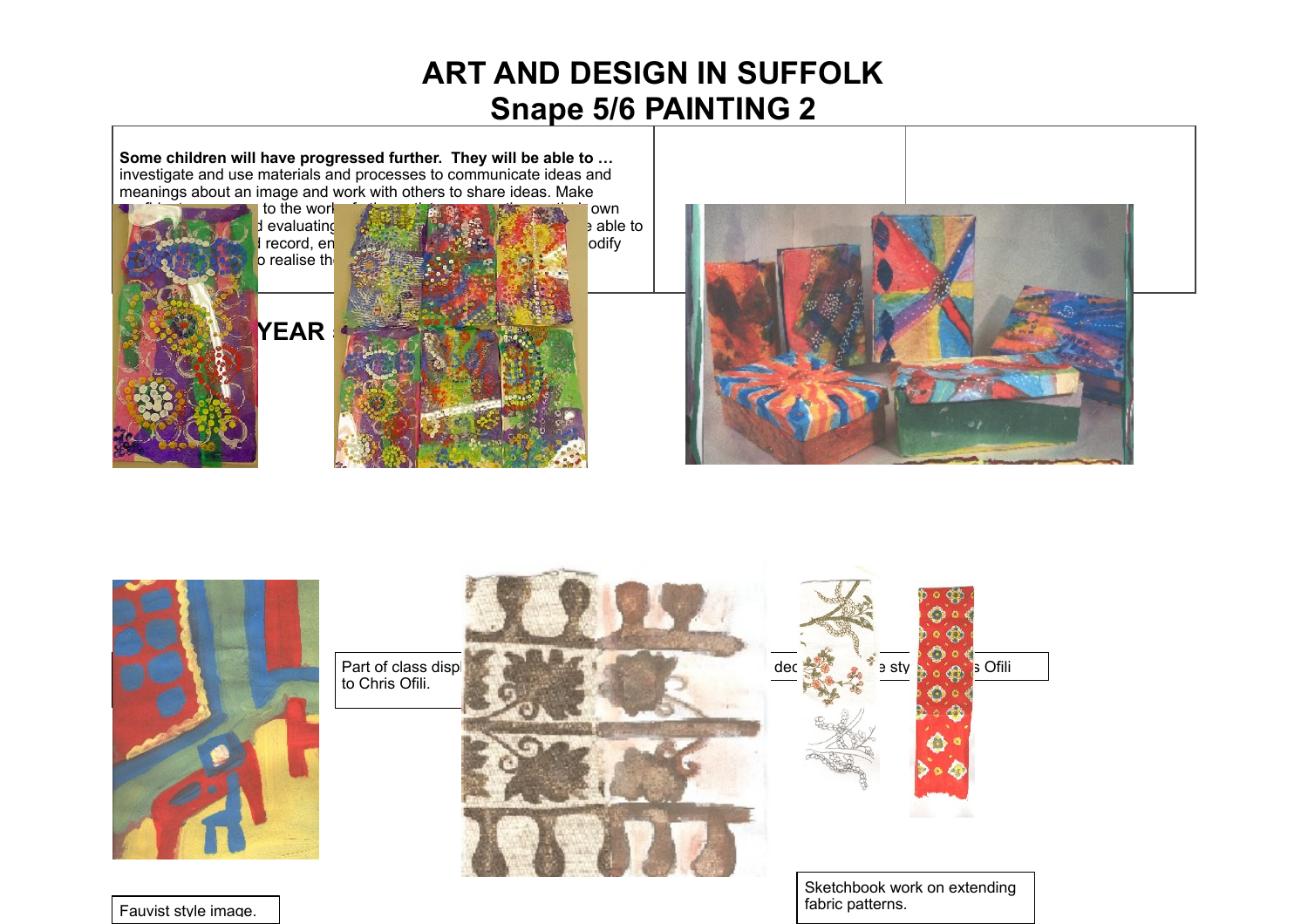# ART AND DESIGN IN SUFFOLK
## Snape 5/6 PAINTING 2

**Some children will have progressed further. They will be able to …**
investigate and use materials and processes to communicate ideas and meanings about an image and work with others to share ideas. Make ... to the work ... own ... d evaluating ... e able to ... d record, en... odify ... o realise th...

**YEAR**

Part of class displ... to Chris Ofili.

dec... e sty... s Ofili

Fauvist style image.

Sketchbook work on extending fabric patterns.